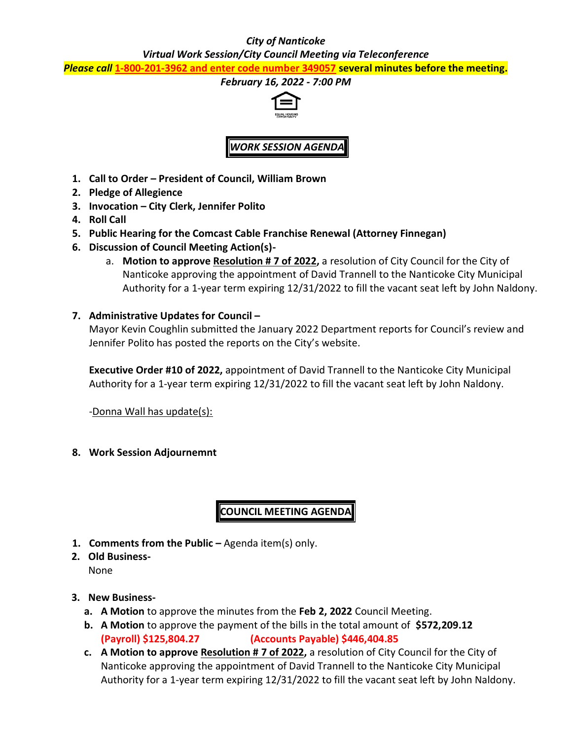***City of Nanticoke***

***Virtual Work Session/City Council Meeting via Teleconference***

***Please call 1-800-201-3962 and enter code number 349057* several minutes before the meeting.**

***February 16, 2022 - 7:00 PM***

## ***WORK SESSION AGENDA***

1. **Call to Order – President of Council, William Brown**
2. **Pledge of Allegience**
3. **Invocation – City Clerk, Jennifer Polito**
4. **Roll Call**
5. **Public Hearing for the Comcast Cable Franchise Renewal (Attorney Finnegan)**
6. **Discussion of Council Meeting Action(s)-**
   a. **Motion to approve Resolution # 7 of 2022,** a resolution of City Council for the City of Nanticoke approving the appointment of David Trannell to the Nanticoke City Municipal Authority for a 1-year term expiring 12/31/2022 to fill the vacant seat left by John Naldony.
7. **Administrative Updates for Council –**

   Mayor Kevin Coughlin submitted the January 2022 Department reports for Council's review and Jennifer Polito has posted the reports on the City's website.

   **Executive Order #10 of 2022,** appointment of David Trannell to the Nanticoke City Municipal Authority for a 1-year term expiring 12/31/2022 to fill the vacant seat left by John Naldony.

   -Donna Wall has update(s):

8. **Work Session Adjournemnt**

## **COUNCIL MEETING AGENDA**

1. **Comments from the Public –** Agenda item(s) only.
2. **Old Business-**

   None

3. **New Business-**
   a. **A Motion** to approve the minutes from the **Feb 2, 2022** Council Meeting.
   b. **A Motion** to approve the payment of the bills in the total amount of **$572,209.12**
      **(Payroll) $125,804.27** **(Accounts Payable) $446,404.85**
   c. **A Motion to approve Resolution # 7 of 2022,** a resolution of City Council for the City of Nanticoke approving the appointment of David Trannell to the Nanticoke City Municipal Authority for a 1-year term expiring 12/31/2022 to fill the vacant seat left by John Naldony.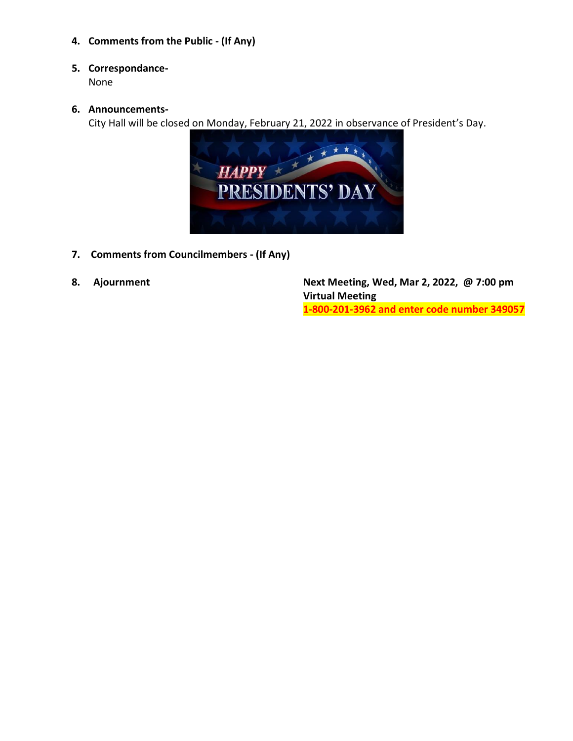**4. Comments from the Public - (If Any)**

**5. Correspondance-**
None

**6. Announcements-**
City Hall will be closed on Monday, February 21, 2022 in observance of President's Day.

**7. Comments from Councilmembers - (If Any)**

**8. Ajournment**

**Next Meeting, Wed, Mar 2, 2022, @ 7:00 pm**
**Virtual Meeting**
**1-800-201-3962 and enter code number 349057**